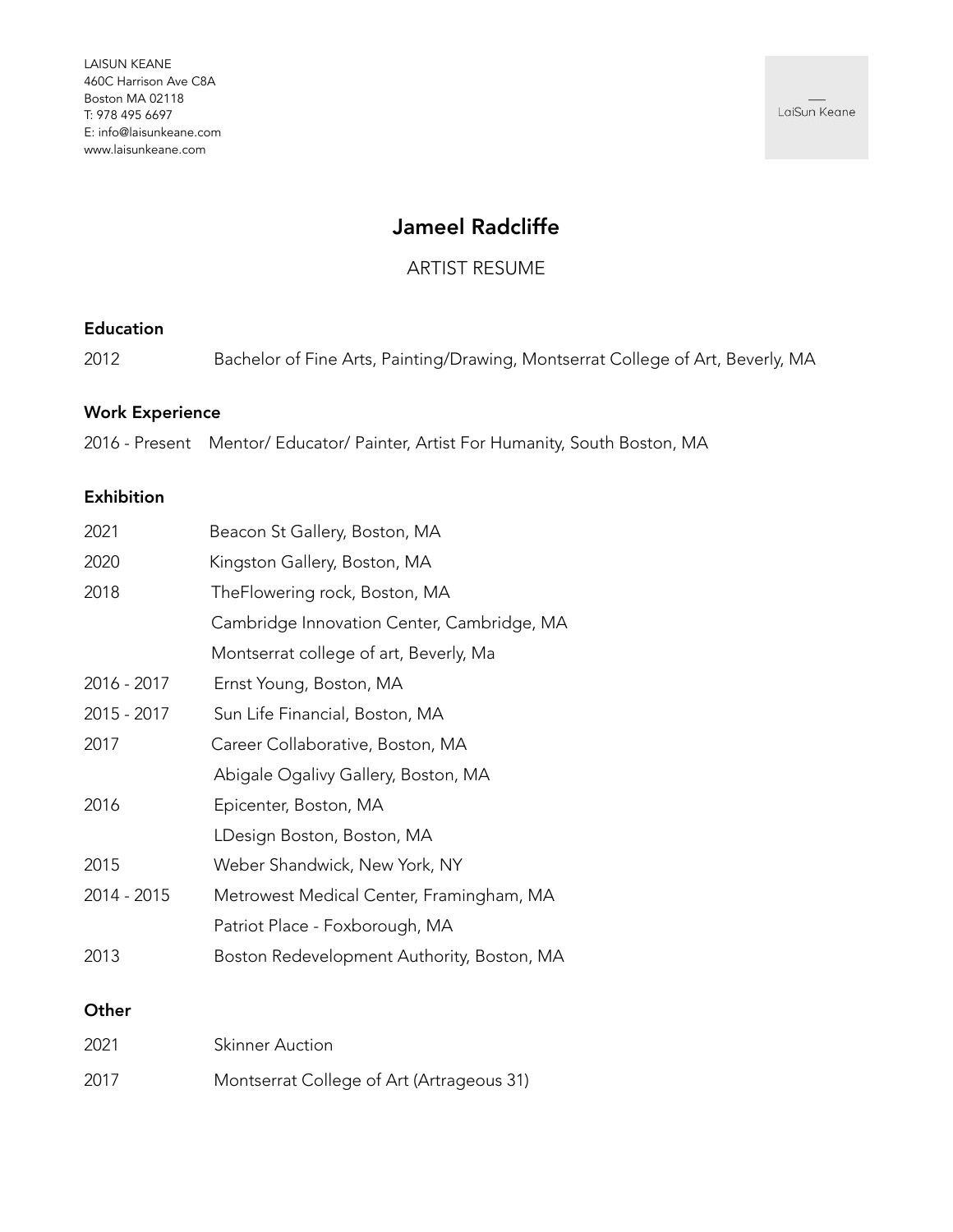LAISUN KEANE
460C Harrison Ave C8A
Boston MA 02118
T: 978 495 6697
E: info@laisunkeane.com
www.laisunkeane.com

LaiSun Keane

# Jameel Radcliffe

ARTIST RESUME

## Education

| | |
|---|---|
| 2012 | Bachelor of Fine Arts, Painting/Drawing, Montserrat College of Art, Beverly, MA |

## Work Experience

| | |
|---|---|
| 2016 - Present | Mentor/ Educator/ Painter, Artist For Humanity, South Boston, MA |

## Exhibition

| | |
|---|---|
| 2021 | Beacon St Gallery, Boston, MA |
| 2020 | Kingston Gallery, Boston, MA |
| 2018 | TheFlowering rock, Boston, MA |
| | Cambridge Innovation Center, Cambridge, MA |
| | Montserrat college of art, Beverly, Ma |
| 2016 - 2017 | Ernst Young, Boston, MA |
| 2015 - 2017 | Sun Life Financial, Boston, MA |
| 2017 | Career Collaborative, Boston, MA |
| | Abigale Ogalivy Gallery, Boston, MA |
| 2016 | Epicenter, Boston, MA |
| | LDesign Boston, Boston, MA |
| 2015 | Weber Shandwick, New York, NY |
| 2014 - 2015 | Metrowest Medical Center, Framingham, MA |
| | Patriot Place - Foxborough, MA |
| 2013 | Boston Redevelopment Authority, Boston, MA |

## Other

| | |
|---|---|
| 2021 | Skinner Auction |
| 2017 | Montserrat College of Art (Artrageous 31) |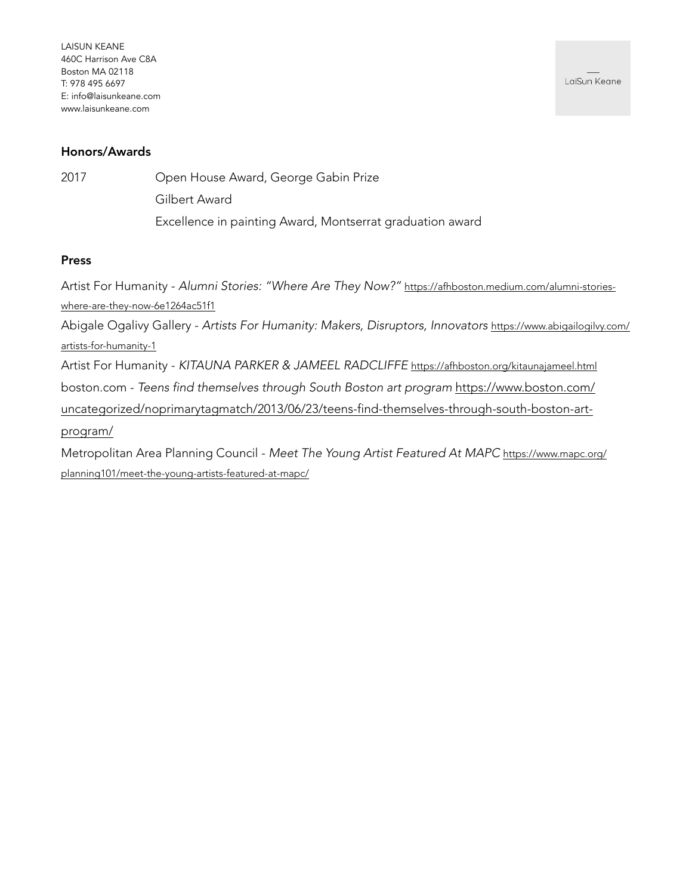LAISUN KEANE
460C Harrison Ave C8A
Boston MA 02118
T: 978 495 6697
E: info@laisunkeane.com
www.laisunkeane.com

LaiSun Keane

## Honors/Awards

| | |
|---|---|
| 2017 | Open House Award, George Gabin Prize |
| | Gilbert Award |
| | Excellence in painting Award, Montserrat graduation award |

## Press

Artist For Humanity - *Alumni Stories: "Where Are They Now?"* https://afhboston.medium.com/alumni-stories-where-are-they-now-6e1264ac51f1

Abigale Ogalivy Gallery - *Artists For Humanity: Makers, Disruptors, Innovators* https://www.abigailogilvy.com/artists-for-humanity-1

Artist For Humanity - *KITAUNA PARKER & JAMEEL RADCLIFFE* https://afhboston.org/kitaunajameel.html

boston.com - *Teens find themselves through South Boston art program* https://www.boston.com/uncategorized/noprimarytagmatch/2013/06/23/teens-find-themselves-through-south-boston-art-program/

Metropolitan Area Planning Council - *Meet The Young Artist Featured At MAPC* https://www.mapc.org/planning101/meet-the-young-artists-featured-at-mapc/